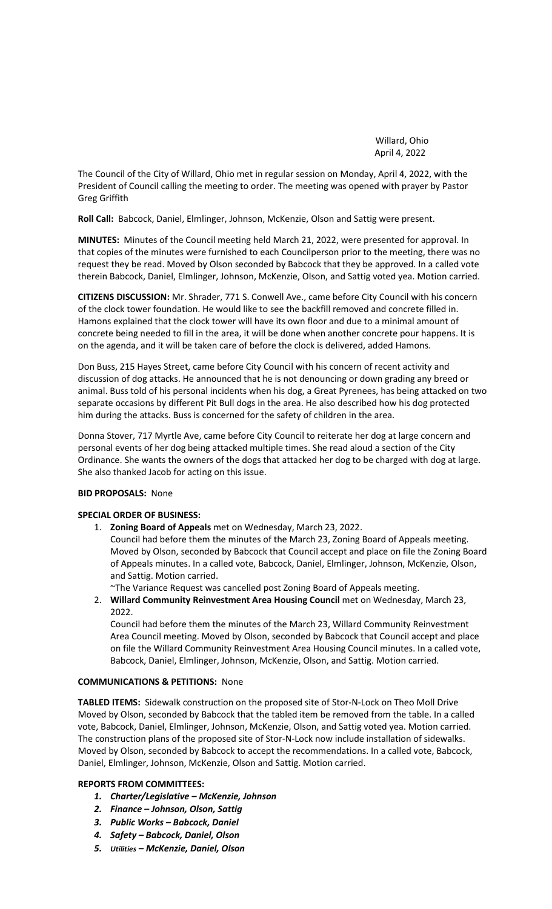Willard, Ohio
April 4, 2022

The Council of the City of Willard, Ohio met in regular session on Monday, April 4, 2022, with the President of Council calling the meeting to order. The meeting was opened with prayer by Pastor Greg Griffith

**Roll Call:** Babcock, Daniel, Elmlinger, Johnson, McKenzie, Olson and Sattig were present.

**MINUTES:** Minutes of the Council meeting held March 21, 2022, were presented for approval. In that copies of the minutes were furnished to each Councilperson prior to the meeting, there was no request they be read. Moved by Olson seconded by Babcock that they be approved. In a called vote therein Babcock, Daniel, Elmlinger, Johnson, McKenzie, Olson, and Sattig voted yea. Motion carried.

**CITIZENS DISCUSSION:** Mr. Shrader, 771 S. Conwell Ave., came before City Council with his concern of the clock tower foundation. He would like to see the backfill removed and concrete filled in. Hamons explained that the clock tower will have its own floor and due to a minimal amount of concrete being needed to fill in the area, it will be done when another concrete pour happens. It is on the agenda, and it will be taken care of before the clock is delivered, added Hamons.

Don Buss, 215 Hayes Street, came before City Council with his concern of recent activity and discussion of dog attacks. He announced that he is not denouncing or down grading any breed or animal. Buss told of his personal incidents when his dog, a Great Pyrenees, has being attacked on two separate occasions by different Pit Bull dogs in the area. He also described how his dog protected him during the attacks. Buss is concerned for the safety of children in the area.

Donna Stover, 717 Myrtle Ave, came before City Council to reiterate her dog at large concern and personal events of her dog being attacked multiple times. She read aloud a section of the City Ordinance. She wants the owners of the dogs that attacked her dog to be charged with dog at large. She also thanked Jacob for acting on this issue.

**BID PROPOSALS:** None

**SPECIAL ORDER OF BUSINESS:**

1. **Zoning Board of Appeals** met on Wednesday, March 23, 2022.
   Council had before them the minutes of the March 23, Zoning Board of Appeals meeting. Moved by Olson, seconded by Babcock that Council accept and place on file the Zoning Board of Appeals minutes. In a called vote, Babcock, Daniel, Elmlinger, Johnson, McKenzie, Olson, and Sattig. Motion carried.
   ~The Variance Request was cancelled post Zoning Board of Appeals meeting.
2. **Willard Community Reinvestment Area Housing Council** met on Wednesday, March 23, 2022.
   Council had before them the minutes of the March 23, Willard Community Reinvestment Area Council meeting. Moved by Olson, seconded by Babcock that Council accept and place on file the Willard Community Reinvestment Area Housing Council minutes. In a called vote, Babcock, Daniel, Elmlinger, Johnson, McKenzie, Olson, and Sattig. Motion carried.

**COMMUNICATIONS & PETITIONS:** None

**TABLED ITEMS:** Sidewalk construction on the proposed site of Stor-N-Lock on Theo Moll Drive Moved by Olson, seconded by Babcock that the tabled item be removed from the table. In a called vote, Babcock, Daniel, Elmlinger, Johnson, McKenzie, Olson, and Sattig voted yea. Motion carried. The construction plans of the proposed site of Stor-N-Lock now include installation of sidewalks. Moved by Olson, seconded by Babcock to accept the recommendations. In a called vote, Babcock, Daniel, Elmlinger, Johnson, McKenzie, Olson and Sattig. Motion carried.

**REPORTS FROM COMMITTEES:**

1. ***Charter/Legislative – McKenzie, Johnson***
2. ***Finance – Johnson, Olson, Sattig***
3. ***Public Works – Babcock, Daniel***
4. ***Safety – Babcock, Daniel, Olson***
5. ***Utilities – McKenzie, Daniel, Olson***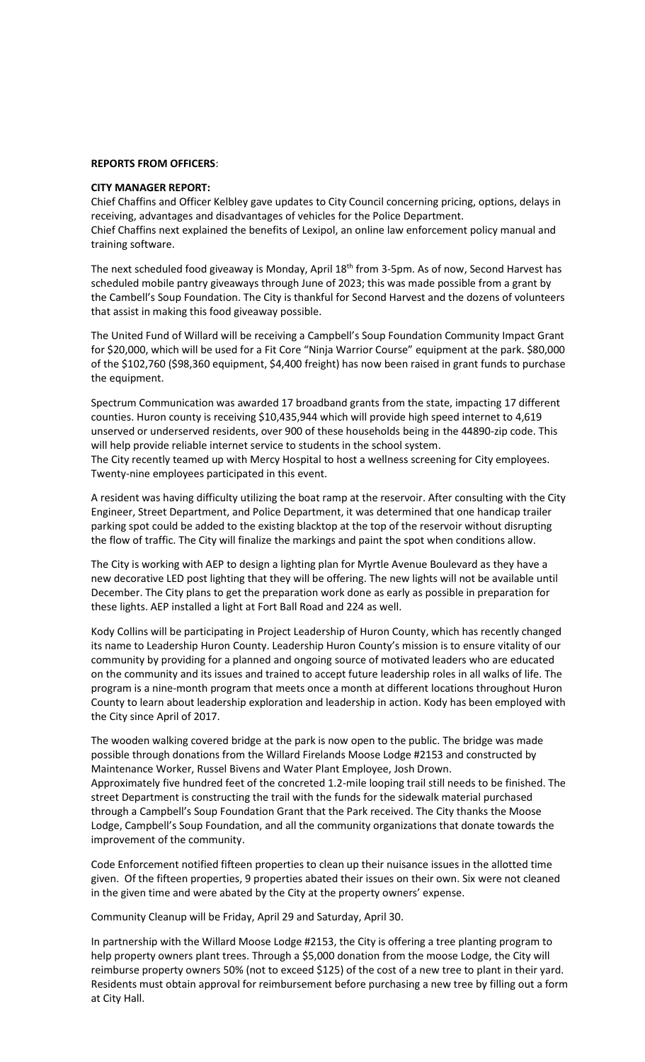**REPORTS FROM OFFICERS**:

**CITY MANAGER REPORT:**

Chief Chaffins and Officer Kelbley gave updates to City Council concerning pricing, options, delays in receiving, advantages and disadvantages of vehicles for the Police Department.
Chief Chaffins next explained the benefits of Lexipol, an online law enforcement policy manual and training software.

The next scheduled food giveaway is Monday, April 18th from 3-5pm. As of now, Second Harvest has scheduled mobile pantry giveaways through June of 2023; this was made possible from a grant by the Cambell's Soup Foundation. The City is thankful for Second Harvest and the dozens of volunteers that assist in making this food giveaway possible.

The United Fund of Willard will be receiving a Campbell's Soup Foundation Community Impact Grant for $20,000, which will be used for a Fit Core "Ninja Warrior Course" equipment at the park. $80,000 of the $102,760 ($98,360 equipment, $4,400 freight) has now been raised in grant funds to purchase the equipment.

Spectrum Communication was awarded 17 broadband grants from the state, impacting 17 different counties. Huron county is receiving $10,435,944 which will provide high speed internet to 4,619 unserved or underserved residents, over 900 of these households being in the 44890-zip code. This will help provide reliable internet service to students in the school system.
The City recently teamed up with Mercy Hospital to host a wellness screening for City employees. Twenty-nine employees participated in this event.

A resident was having difficulty utilizing the boat ramp at the reservoir. After consulting with the City Engineer, Street Department, and Police Department, it was determined that one handicap trailer parking spot could be added to the existing blacktop at the top of the reservoir without disrupting the flow of traffic. The City will finalize the markings and paint the spot when conditions allow.

The City is working with AEP to design a lighting plan for Myrtle Avenue Boulevard as they have a new decorative LED post lighting that they will be offering. The new lights will not be available until December. The City plans to get the preparation work done as early as possible in preparation for these lights. AEP installed a light at Fort Ball Road and 224 as well.

Kody Collins will be participating in Project Leadership of Huron County, which has recently changed its name to Leadership Huron County. Leadership Huron County's mission is to ensure vitality of our community by providing for a planned and ongoing source of motivated leaders who are educated on the community and its issues and trained to accept future leadership roles in all walks of life. The program is a nine-month program that meets once a month at different locations throughout Huron County to learn about leadership exploration and leadership in action. Kody has been employed with the City since April of 2017.

The wooden walking covered bridge at the park is now open to the public. The bridge was made possible through donations from the Willard Firelands Moose Lodge #2153 and constructed by Maintenance Worker, Russel Bivens and Water Plant Employee, Josh Drown.
Approximately five hundred feet of the concreted 1.2-mile looping trail still needs to be finished. The street Department is constructing the trail with the funds for the sidewalk material purchased through a Campbell's Soup Foundation Grant that the Park received. The City thanks the Moose Lodge, Campbell's Soup Foundation, and all the community organizations that donate towards the improvement of the community.

Code Enforcement notified fifteen properties to clean up their nuisance issues in the allotted time given. Of the fifteen properties, 9 properties abated their issues on their own. Six were not cleaned in the given time and were abated by the City at the property owners' expense.

Community Cleanup will be Friday, April 29 and Saturday, April 30.

In partnership with the Willard Moose Lodge #2153, the City is offering a tree planting program to help property owners plant trees. Through a $5,000 donation from the moose Lodge, the City will reimburse property owners 50% (not to exceed $125) of the cost of a new tree to plant in their yard. Residents must obtain approval for reimbursement before purchasing a new tree by filling out a form at City Hall.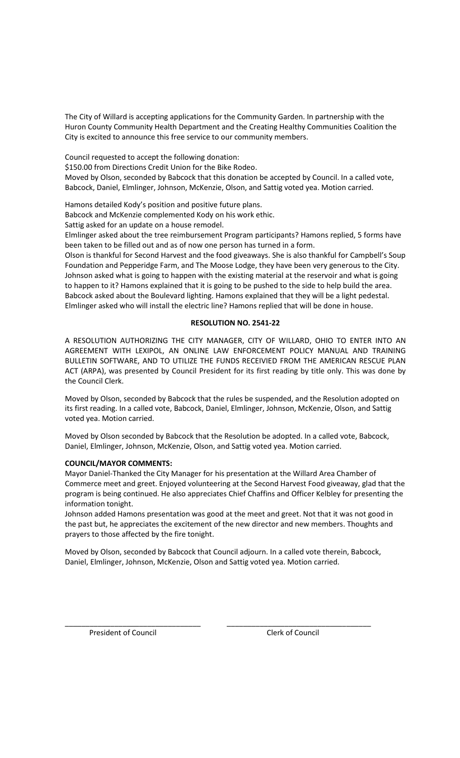The City of Willard is accepting applications for the Community Garden. In partnership with the Huron County Community Health Department and the Creating Healthy Communities Coalition the City is excited to announce this free service to our community members.

Council requested to accept the following donation:
$150.00 from Directions Credit Union for the Bike Rodeo.
Moved by Olson, seconded by Babcock that this donation be accepted by Council. In a called vote, Babcock, Daniel, Elmlinger, Johnson, McKenzie, Olson, and Sattig voted yea. Motion carried.

Hamons detailed Kody's position and positive future plans.
Babcock and McKenzie complemented Kody on his work ethic.
Sattig asked for an update on a house remodel.
Elmlinger asked about the tree reimbursement Program participants? Hamons replied, 5 forms have been taken to be filled out and as of now one person has turned in a form.
Olson is thankful for Second Harvest and the food giveaways. She is also thankful for Campbell's Soup Foundation and Pepperidge Farm, and The Moose Lodge, they have been very generous to the City.
Johnson asked what is going to happen with the existing material at the reservoir and what is going to happen to it? Hamons explained that it is going to be pushed to the side to help build the area.
Babcock asked about the Boulevard lighting. Hamons explained that they will be a light pedestal.
Elmlinger asked who will install the electric line? Hamons replied that will be done in house.

**RESOLUTION NO. 2541-22**

A RESOLUTION AUTHORIZING THE CITY MANAGER, CITY OF WILLARD, OHIO TO ENTER INTO AN AGREEMENT WITH LEXIPOL, AN ONLINE LAW ENFORCEMENT POLICY MANUAL AND TRAINING BULLETIN SOFTWARE, AND TO UTILIZE THE FUNDS RECEIVIED FROM THE AMERICAN RESCUE PLAN ACT (ARPA), was presented by Council President for its first reading by title only. This was done by the Council Clerk.

Moved by Olson, seconded by Babcock that the rules be suspended, and the Resolution adopted on its first reading. In a called vote, Babcock, Daniel, Elmlinger, Johnson, McKenzie, Olson, and Sattig voted yea. Motion carried.

Moved by Olson seconded by Babcock that the Resolution be adopted. In a called vote, Babcock, Daniel, Elmlinger, Johnson, McKenzie, Olson, and Sattig voted yea. Motion carried.

**COUNCIL/MAYOR COMMENTS:**

Mayor Daniel-Thanked the City Manager for his presentation at the Willard Area Chamber of Commerce meet and greet. Enjoyed volunteering at the Second Harvest Food giveaway, glad that the program is being continued. He also appreciates Chief Chaffins and Officer Kelbley for presenting the information tonight.
Johnson added Hamons presentation was good at the meet and greet. Not that it was not good in the past but, he appreciates the excitement of the new director and new members. Thoughts and prayers to those affected by the fire tonight.

Moved by Olson, seconded by Babcock that Council adjourn. In a called vote therein, Babcock, Daniel, Elmlinger, Johnson, McKenzie, Olson and Sattig voted yea. Motion carried.

\_\_\_\_\_\_\_\_\_\_\_\_\_\_\_\_\_\_\_\_\_\_\_\_\_\_\_\_\_\_\_\_ President of Council

\_\_\_\_\_\_\_\_\_\_\_\_\_\_\_\_\_\_\_\_\_\_\_\_\_\_\_\_\_\_\_\_ Clerk of Council